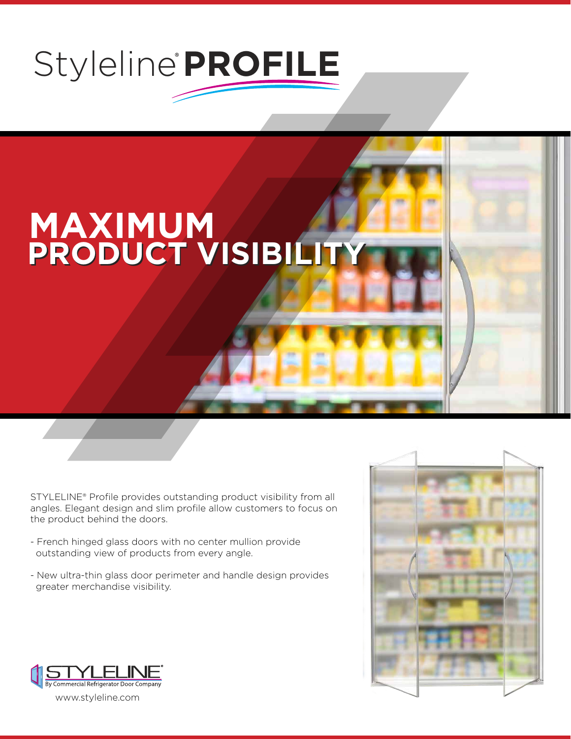# Styleline® PROFILE

## MAXIMUM PRODUCT VISIBILITY

STYLELINE® Profile provides outstanding product visibility from all angles. Elegant design and slim profile allow customers to focus on the product behind the doors.

- French hinged glass doors with no center mullion provide outstanding view of products from every angle.
- New ultra-thin glass door perimeter and handle design provides greater merchandise visibility.

STYLELINE®
By Commercial Refrigerator Door Company

www.styleline.com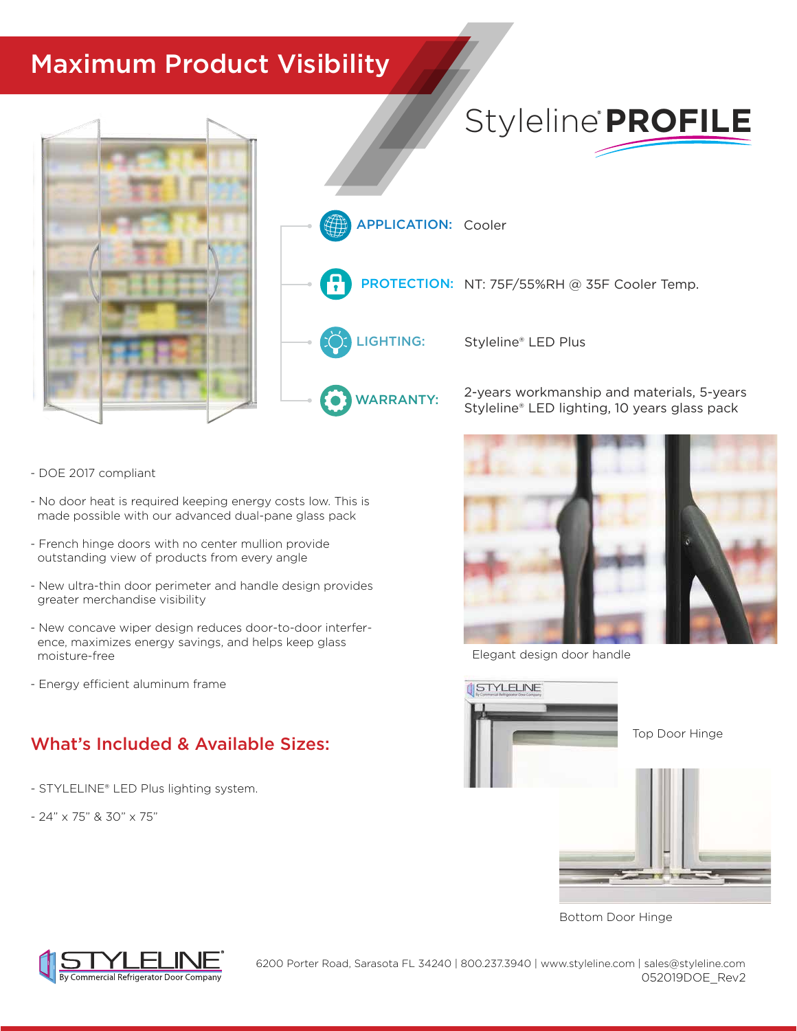# Maximum Product Visibility

## Styleline® PROFILE

**APPLICATION:** Cooler

**PROTECTION:** NT: 75F/55%RH @ 35F Cooler Temp.

**LIGHTING:** Styleline® LED Plus

**WARRANTY:** 2-years workmanship and materials, 5-years Styleline® LED lighting, 10 years glass pack

- DOE 2017 compliant
- No door heat is required keeping energy costs low. This is made possible with our advanced dual-pane glass pack
- French hinge doors with no center mullion provide outstanding view of products from every angle
- New ultra-thin door perimeter and handle design provides greater merchandise visibility
- New concave wiper design reduces door-to-door interference, maximizes energy savings, and helps keep glass moisture-free
- Energy efficient aluminum frame

Elegant design door handle

Top Door Hinge

Bottom Door Hinge

## What's Included & Available Sizes:

- STYLELINE® LED Plus lighting system.
- 24" x 75" & 30" x 75"

STYLELINE® By Commercial Refrigerator Door Company

6200 Porter Road, Sarasota FL 34240 | 800.237.3940 | www.styleline.com | sales@styleline.com

052019DOE_Rev2